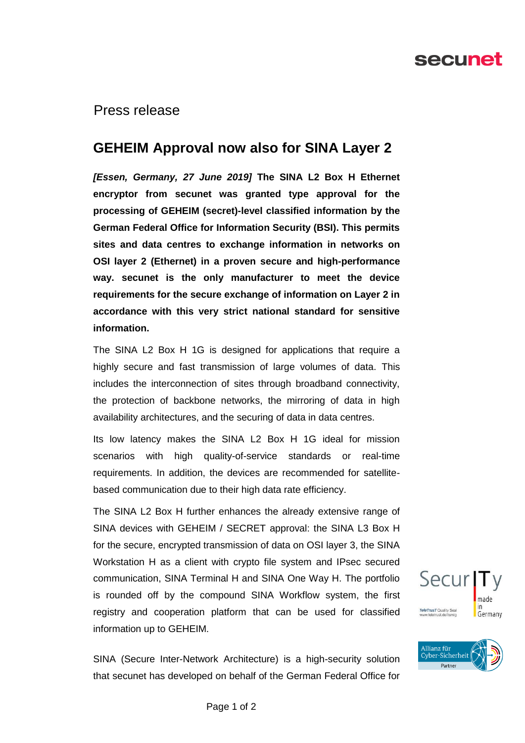Press release

# GEHEIM Approval now also for SINA Layer 2

***[Essen, Germany, 27 June 2019]*** **The SINA L2 Box H Ethernet encryptor from secunet was granted type approval for the processing of GEHEIM (secret)-level classified information by the German Federal Office for Information Security (BSI). This permits sites and data centres to exchange information in networks on OSI layer 2 (Ethernet) in a proven secure and high-performance way. secunet is the only manufacturer to meet the device requirements for the secure exchange of information on Layer 2 in accordance with this very strict national standard for sensitive information.**

The SINA L2 Box H 1G is designed for applications that require a highly secure and fast transmission of large volumes of data. This includes the interconnection of sites through broadband connectivity, the protection of backbone networks, the mirroring of data in high availability architectures, and the securing of data in data centres.

Its low latency makes the SINA L2 Box H 1G ideal for mission scenarios with high quality-of-service standards or real-time requirements. In addition, the devices are recommended for satellite-based communication due to their high data rate efficiency.

The SINA L2 Box H further enhances the already extensive range of SINA devices with GEHEIM / SECRET approval: the SINA L3 Box H for the secure, encrypted transmission of data on OSI layer 3, the SINA Workstation H as a client with crypto file system and IPsec secured communication, SINA Terminal H and SINA One Way H. The portfolio is rounded off by the compound SINA Workflow system, the first registry and cooperation platform that can be used for classified information up to GEHEIM.

SINA (Secure Inter-Network Architecture) is a high-security solution that secunet has developed on behalf of the German Federal Office for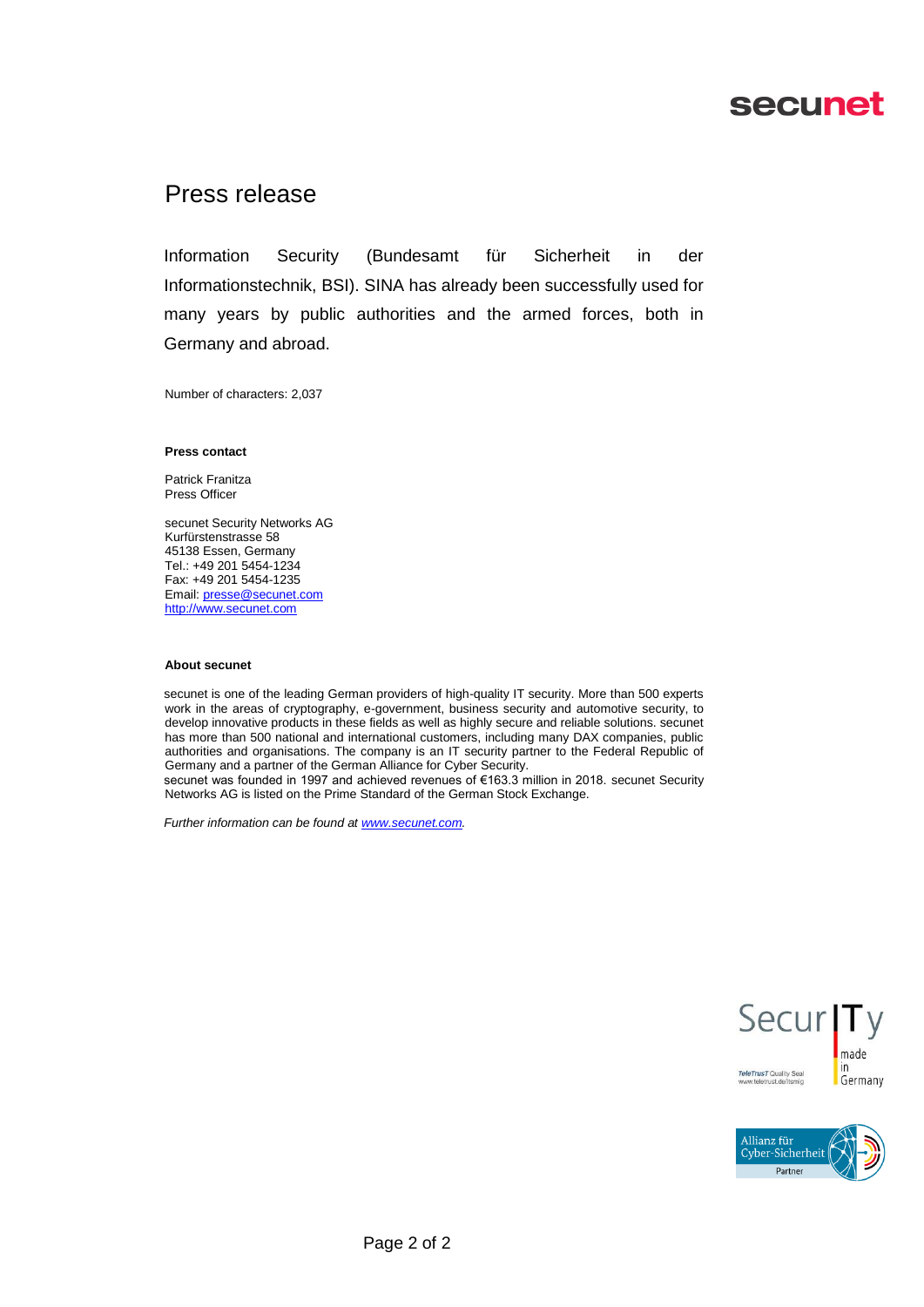# Press release

Information Security (Bundesamt für Sicherheit in der Informationstechnik, BSI). SINA has already been successfully used for many years by public authorities and the armed forces, both in Germany and abroad.

Number of characters: 2,037

**Press contact**

Patrick Franitza
Press Officer

secunet Security Networks AG
Kurfürstenstrasse 58
45138 Essen, Germany
Tel.: +49 201 5454-1234
Fax: +49 201 5454-1235
Email: presse@secunet.com
http://www.secunet.com

**About secunet**

secunet is one of the leading German providers of high-quality IT security. More than 500 experts work in the areas of cryptography, e-government, business security and automotive security, to develop innovative products in these fields as well as highly secure and reliable solutions. secunet has more than 500 national and international customers, including many DAX companies, public authorities and organisations. The company is an IT security partner to the Federal Republic of Germany and a partner of the German Alliance for Cyber Security.
secunet was founded in 1997 and achieved revenues of €163.3 million in 2018. secunet Security Networks AG is listed on the Prime Standard of the German Stock Exchange.

*Further information can be found at www.secunet.com.*